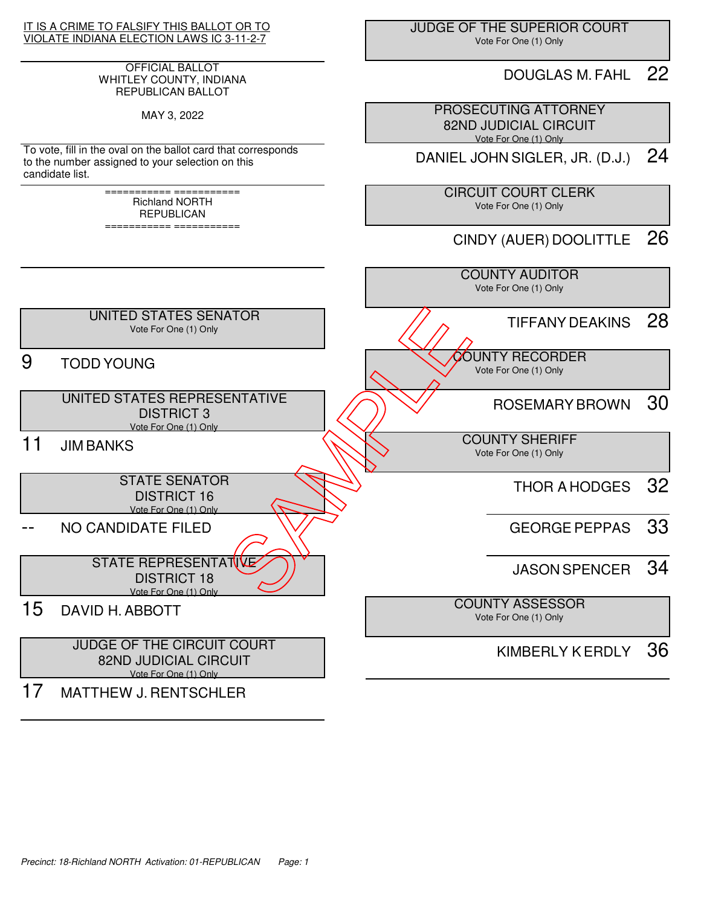IT IS A CRIME TO FALSIFY THIS BALLOT OR TO VIOLATE INDIANA ELECTION LAWS IC 3-11-2-7

OFFICIAL BALLOT
WHITLEY COUNTY, INDIANA
REPUBLICAN BALLOT

MAY 3, 2022

To vote, fill in the oval on the ballot card that corresponds to the number assigned to your selection on this candidate list.

=========== ===========
Richland NORTH
REPUBLICAN
=========== ===========

## UNITED STATES SENATOR
Vote For One (1) Only

9 TODD YOUNG

## UNITED STATES REPRESENTATIVE DISTRICT 3
Vote For One (1) Only

11 JIM BANKS

## STATE SENATOR DISTRICT 16
Vote For One (1) Only

-- NO CANDIDATE FILED

## STATE REPRESENTATIVE DISTRICT 18
Vote For One (1) Only

15 DAVID H. ABBOTT

## JUDGE OF THE CIRCUIT COURT 82ND JUDICIAL CIRCUIT
Vote For One (1) Only

17 MATTHEW J. RENTSCHLER

## JUDGE OF THE SUPERIOR COURT
Vote For One (1) Only

DOUGLAS M. FAHL 22

## PROSECUTING ATTORNEY 82ND JUDICIAL CIRCUIT
Vote For One (1) Only

DANIEL JOHN SIGLER, JR. (D.J.) 24

## CIRCUIT COURT CLERK
Vote For One (1) Only

CINDY (AUER) DOOLITTLE 26

## COUNTY AUDITOR
Vote For One (1) Only

TIFFANY DEAKINS 28

## COUNTY RECORDER
Vote For One (1) Only

ROSEMARY BROWN 30

## COUNTY SHERIFF
Vote For One (1) Only

THOR A HODGES 32

GEORGE PEPPAS 33

JASON SPENCER 34

## COUNTY ASSESSOR
Vote For One (1) Only

KIMBERLY K ERDLY 36

SAMPLE

Precinct: 18-Richland NORTH Activation: 01-REPUBLICAN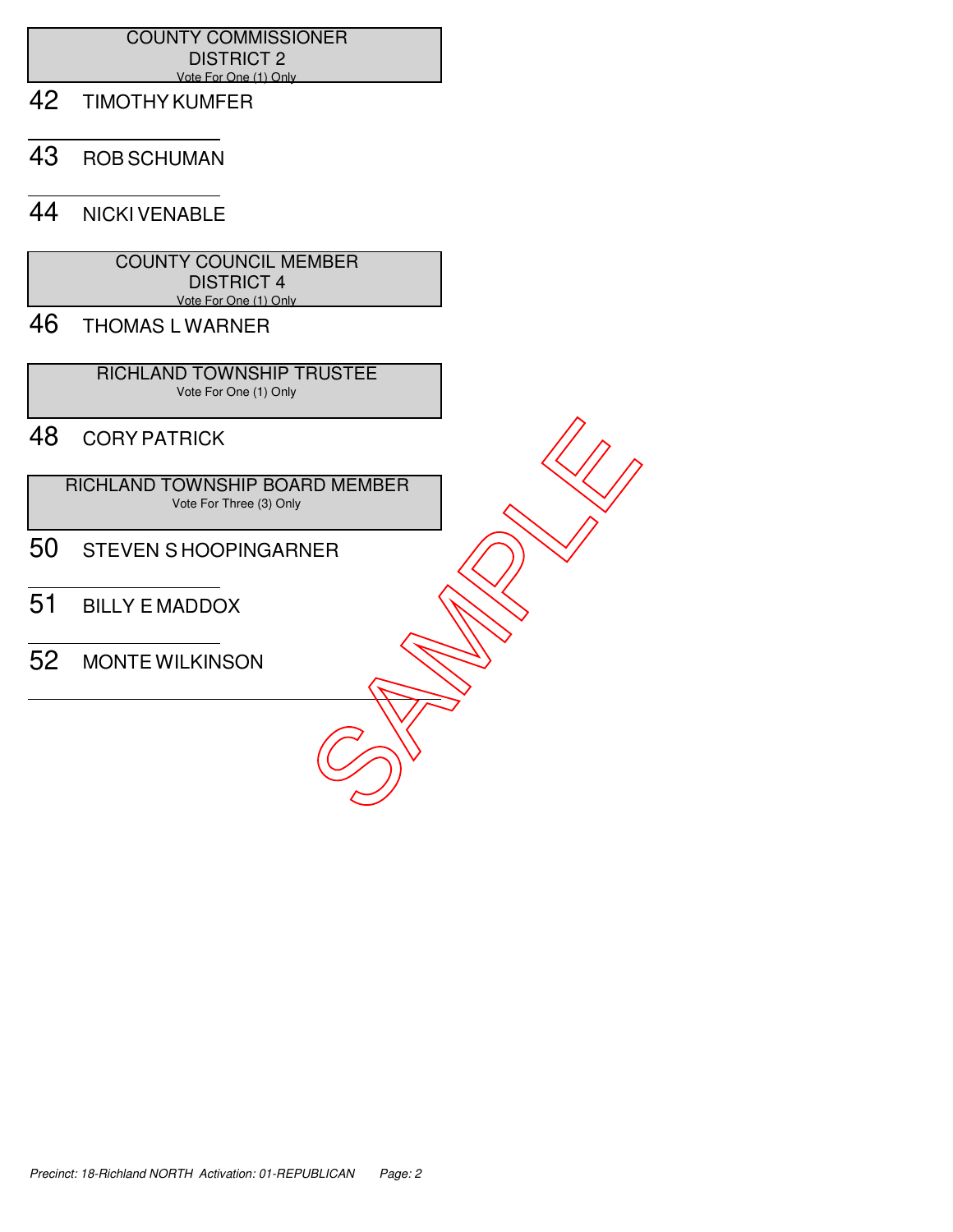**COUNTY COMMISSIONER**
**DISTRICT 2**
Vote For One (1) Only

42 TIMOTHY KUMFER

43 ROB SCHUMAN

44 NICKI VENABLE

**COUNTY COUNCIL MEMBER**
**DISTRICT 4**
Vote For One (1) Only

46 THOMAS L WARNER

**RICHLAND TOWNSHIP TRUSTEE**
Vote For One (1) Only

48 CORY PATRICK

**RICHLAND TOWNSHIP BOARD MEMBER**
Vote For Three (3) Only

50 STEVEN S HOOPINGARNER

51 BILLY E MADDOX

52 MONTE WILKINSON

SAMPLE

*Precinct: 18-Richland NORTH Activation: 01-REPUBLICAN*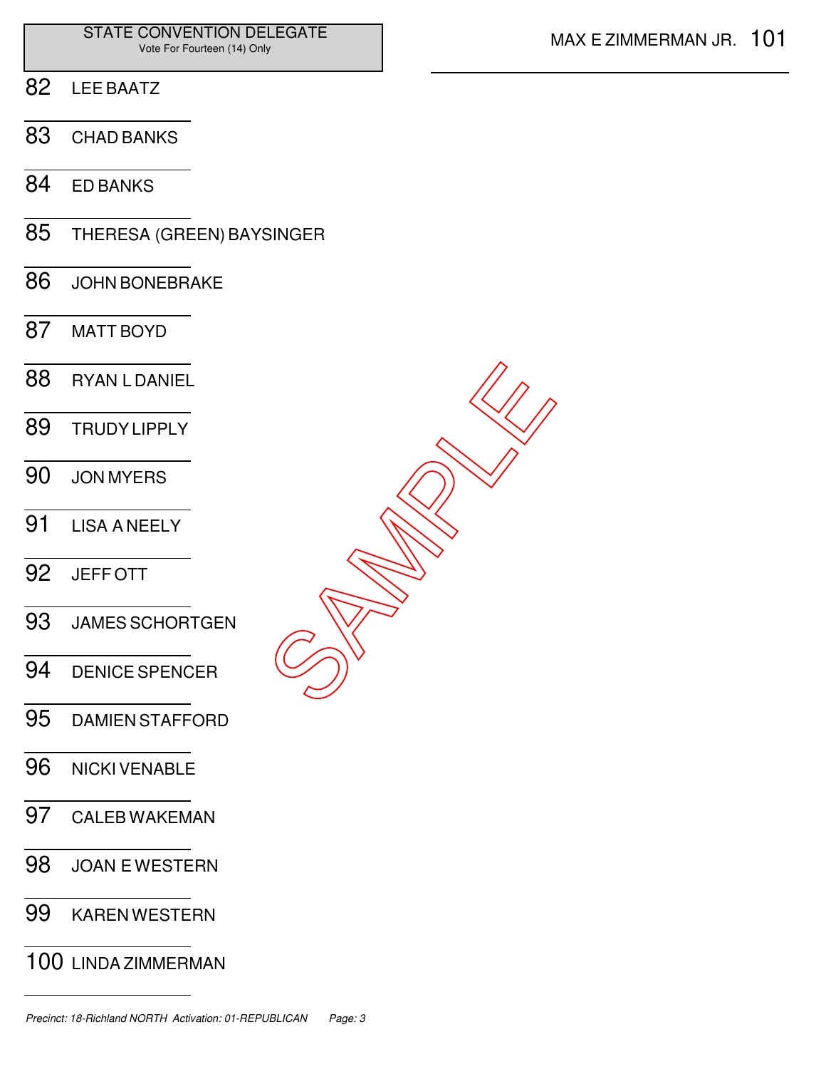STATE CONVENTION DELEGATE
Vote For Fourteen (14) Only

82 LEE BAATZ

83 CHAD BANKS

84 ED BANKS

85 THERESA (GREEN) BAYSINGER

86 JOHN BONEBRAKE

87 MATT BOYD

88 RYAN L DANIEL

89 TRUDY LIPPLY

90 JON MYERS

91 LISA A NEELY

92 JEFF OTT

93 JAMES SCHORTGEN

94 DENICE SPENCER

95 DAMIEN STAFFORD

96 NICKI VENABLE

97 CALEB WAKEMAN

98 JOAN E WESTERN

99 KAREN WESTERN

100 LINDA ZIMMERMAN

101 MAX E ZIMMERMAN JR.

SAMPLE

*Precinct: 18-Richland NORTH Activation: 01-REPUBLICAN*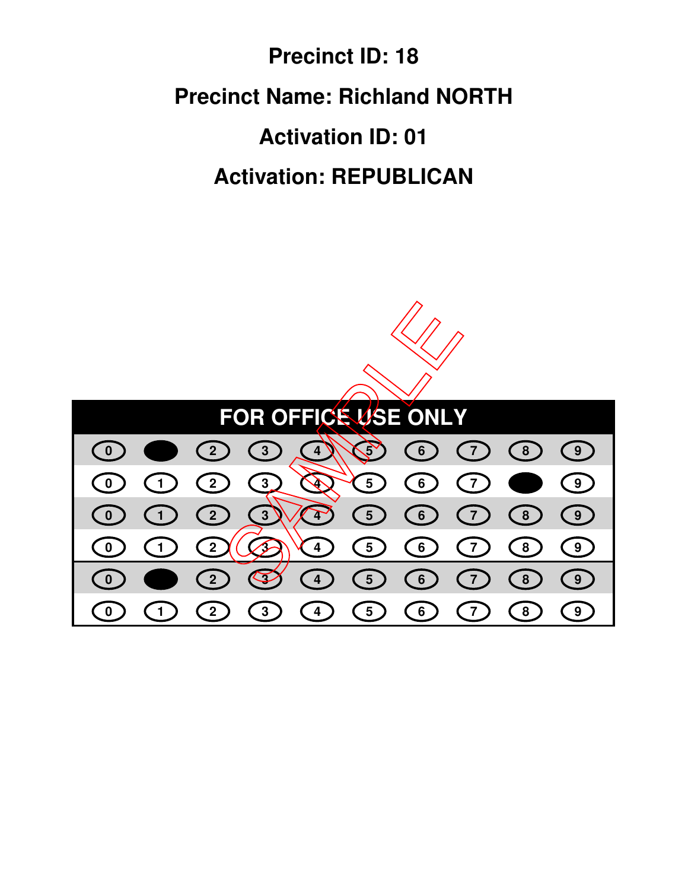**Precinct ID: 18**

**Precinct Name: Richland NORTH**

**Activation ID: 01**

**Activation: REPUBLICAN**

SAMPLE

| FOR OFFICE USE ONLY | | | | | | | | | |
|---|---|---|---|---|---|---|---|---|---|
| 0 | ● | 2 | 3 | 4 | 5 | 6 | 7 | 8 | 9 |
| 0 | 1 | 2 | 3 | 4 | 5 | 6 | 7 | ● | 9 |
| 0 | 1 | 2 | 3 | 4 | 5 | 6 | 7 | 8 | 9 |
| 0 | 1 | 2 | 3 | 4 | 5 | 6 | 7 | 8 | 9 |
| 0 | ● | 2 | 3 | 4 | 5 | 6 | 7 | 8 | 9 |
| 0 | 1 | 2 | 3 | 4 | 5 | 6 | 7 | 8 | 9 |